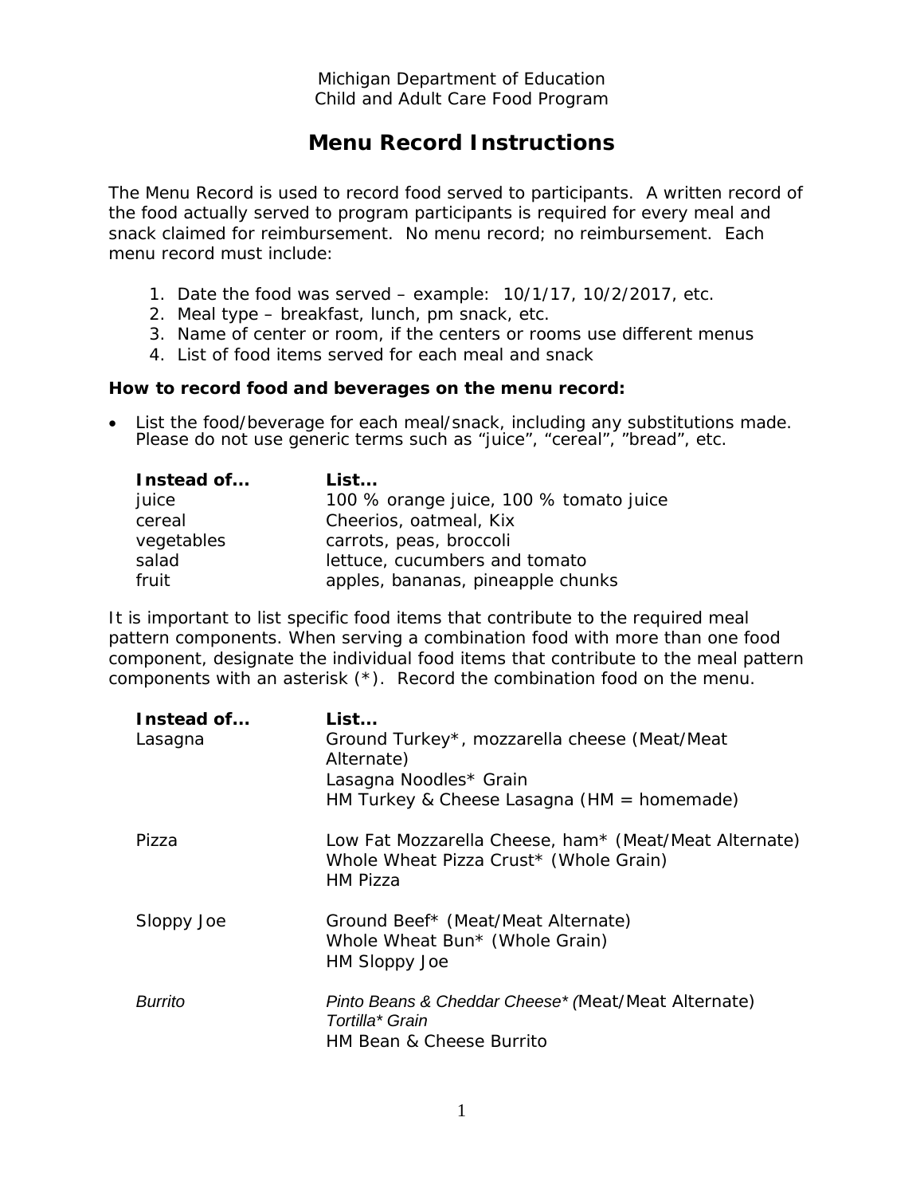Michigan Department of Education
Child and Adult Care Food Program

# Menu Record Instructions

The Menu Record is used to record food served to participants. A written record of the food actually served to program participants is required for every meal and snack claimed for reimbursement. No menu record; no reimbursement. Each menu record must include:

1. Date the food was served – example: 10/1/17, 10/2/2017, etc.
2. Meal type – breakfast, lunch, pm snack, etc.
3. Name of center or room, if the centers or rooms use different menus
4. List of food items served for each meal and snack

**How to record food and beverages on the menu record:**

- List the food/beverage for each meal/snack, including any substitutions made. Please do not use generic terms such as "juice", "cereal", "bread", etc.

| **Instead of...** | **List...** |
|---|---|
| juice | 100 % orange juice, 100 % tomato juice |
| cereal | Cheerios, oatmeal, Kix |
| vegetables | carrots, peas, broccoli |
| salad | lettuce, cucumbers and tomato |
| fruit | apples, bananas, pineapple chunks |

It is important to list specific food items that contribute to the required meal pattern components. When serving a combination food with more than one food component, designate the individual food items that contribute to the meal pattern components with an asterisk (*). Record the combination food on the menu.

| **Instead of...** | **List...** |
|---|---|
| Lasagna | Ground Turkey*, mozzarella cheese (Meat/Meat Alternate)<br>Lasagna Noodles* Grain<br>HM Turkey & Cheese Lasagna (HM = homemade) |
| Pizza | Low Fat Mozzarella Cheese, ham* (Meat/Meat Alternate)<br>Whole Wheat Pizza Crust* (Whole Grain)<br>HM Pizza |
| Sloppy Joe | Ground Beef* (Meat/Meat Alternate)<br>Whole Wheat Bun* (Whole Grain)<br>HM Sloppy Joe |
| *Burrito* | *Pinto Beans & Cheddar Cheese* (*Meat/Meat Alternate)<br>*Tortilla* Grain*<br>HM Bean & Cheese Burrito |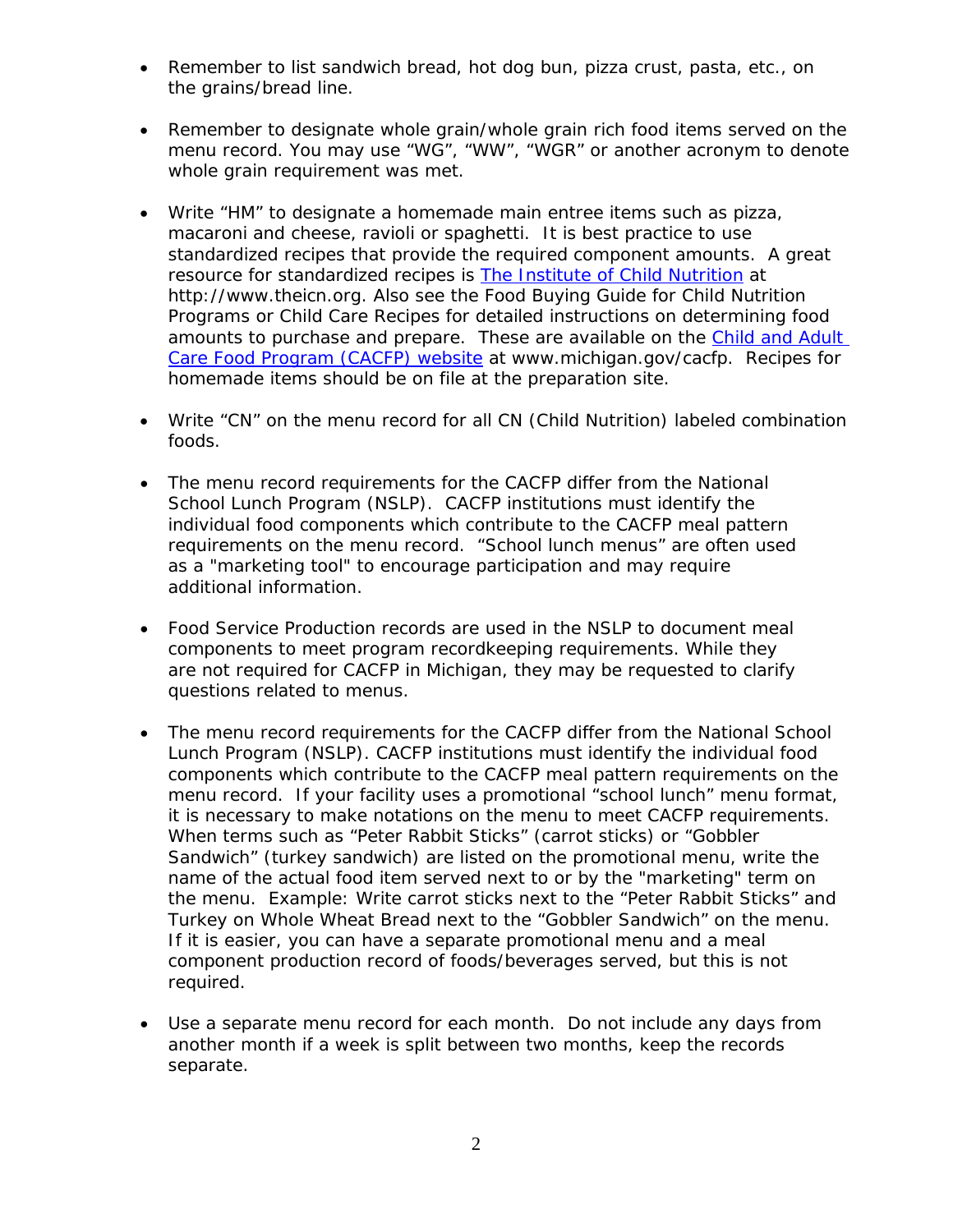- Remember to list sandwich bread, hot dog bun, pizza crust, pasta, etc., on the grains/bread line.

- Remember to designate whole grain/whole grain rich food items served on the menu record. You may use "WG", "WW", "WGR" or another acronym to denote whole grain requirement was met.

- Write "HM" to designate a homemade main entree items such as pizza, macaroni and cheese, ravioli or spaghetti. It is best practice to use standardized recipes that provide the required component amounts. A great resource for standardized recipes is [The Institute of Child Nutrition](http://www.theicn.org) at http://www.theicn.org. Also see the Food Buying Guide for Child Nutrition Programs or Child Care Recipes for detailed instructions on determining food amounts to purchase and prepare. These are available on the [Child and Adult Care Food Program (CACFP) website](http://www.michigan.gov/cacfp) at www.michigan.gov/cacfp. Recipes for homemade items should be on file at the preparation site.

- Write "CN" on the menu record for all CN (Child Nutrition) labeled combination foods.

- The menu record requirements for the CACFP differ from the National School Lunch Program (NSLP). CACFP institutions must identify the individual food components which contribute to the CACFP meal pattern requirements on the menu record. "School lunch menus" are often used as a "marketing tool" to encourage participation and may require additional information.

- Food Service Production records are used in the NSLP to document meal components to meet program recordkeeping requirements. While they are not required for CACFP in Michigan, they may be requested to clarify questions related to menus.

- The menu record requirements for the CACFP differ from the National School Lunch Program (NSLP). CACFP institutions must identify the individual food components which contribute to the CACFP meal pattern requirements on the menu record. If your facility uses a promotional "school lunch" menu format, it is necessary to make notations on the menu to meet CACFP requirements. When terms such as "Peter Rabbit Sticks" (carrot sticks) or "Gobbler Sandwich" (turkey sandwich) are listed on the promotional menu, write the name of the actual food item served next to or by the "marketing" term on the menu. Example: Write carrot sticks next to the "Peter Rabbit Sticks" and Turkey on Whole Wheat Bread next to the "Gobbler Sandwich" on the menu. If it is easier, you can have a separate promotional menu and a meal component production record of foods/beverages served, but this is not required.

- Use a separate menu record for each month. Do not include any days from another month if a week is split between two months, keep the records separate.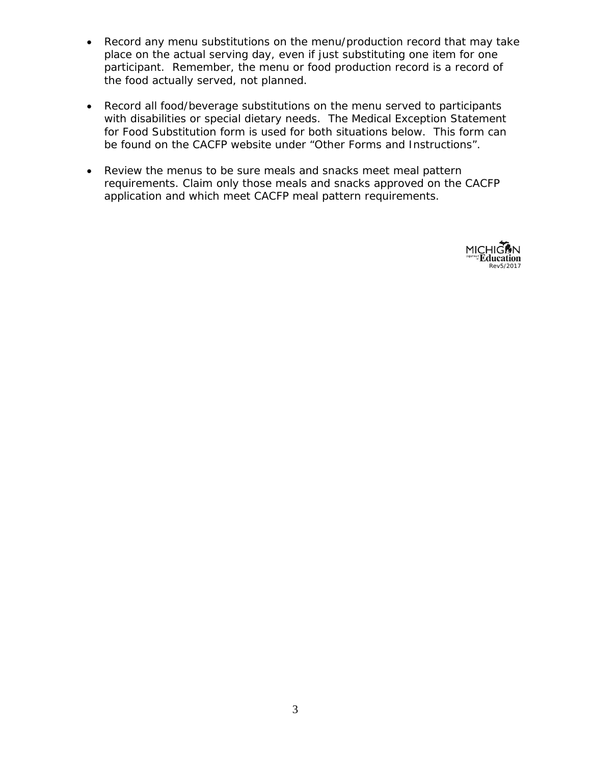- Record any menu substitutions on the menu/production record that may take place on the actual serving day, even if just substituting one item for one participant. Remember, the menu or food production record is a record of the food actually served, not planned.

- Record all food/beverage substitutions on the menu served to participants with disabilities or special dietary needs. The Medical Exception Statement for Food Substitution form is used for both situations below. This form can be found on the CACFP website under "Other Forms and Instructions".

- Review the menus to be sure meals and snacks meet meal pattern requirements. Claim only those meals and snacks approved on the CACFP application and which meet CACFP meal pattern requirements.

MICHIGAN Department of Education
Rev5/2017